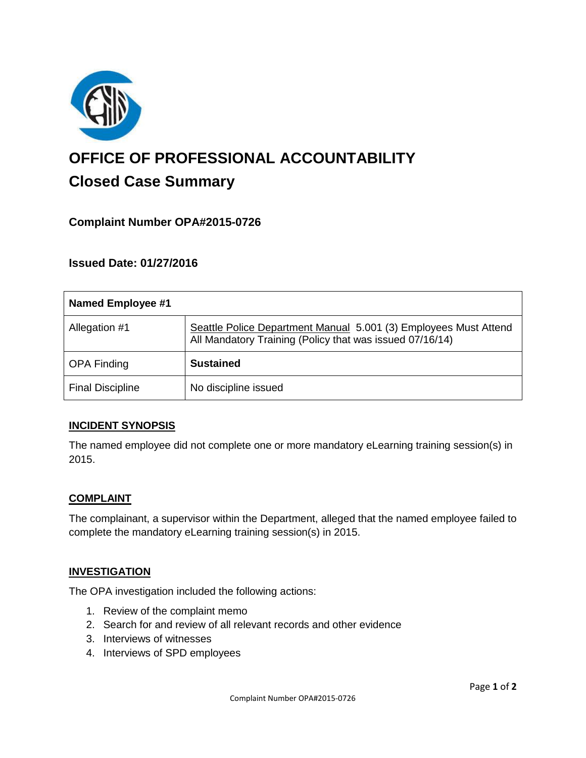# OFFICE OF PROFESSIONAL ACCOUNTABILITY

## Closed Case Summary

### Complaint Number OPA#2015-0726

### Issued Date: 01/27/2016

| Named Employee #1 | |
|---|---|
| Allegation #1 | Seattle Police Department Manual 5.001 (3) Employees Must Attend All Mandatory Training (Policy that was issued 07/16/14) |
| OPA Finding | **Sustained** |
| Final Discipline | No discipline issued |

## INCIDENT SYNOPSIS

The named employee did not complete one or more mandatory eLearning training session(s) in 2015.

## COMPLAINT

The complainant, a supervisor within the Department, alleged that the named employee failed to complete the mandatory eLearning training session(s) in 2015.

## INVESTIGATION

The OPA investigation included the following actions:

1. Review of the complaint memo
2. Search for and review of all relevant records and other evidence
3. Interviews of witnesses
4. Interviews of SPD employees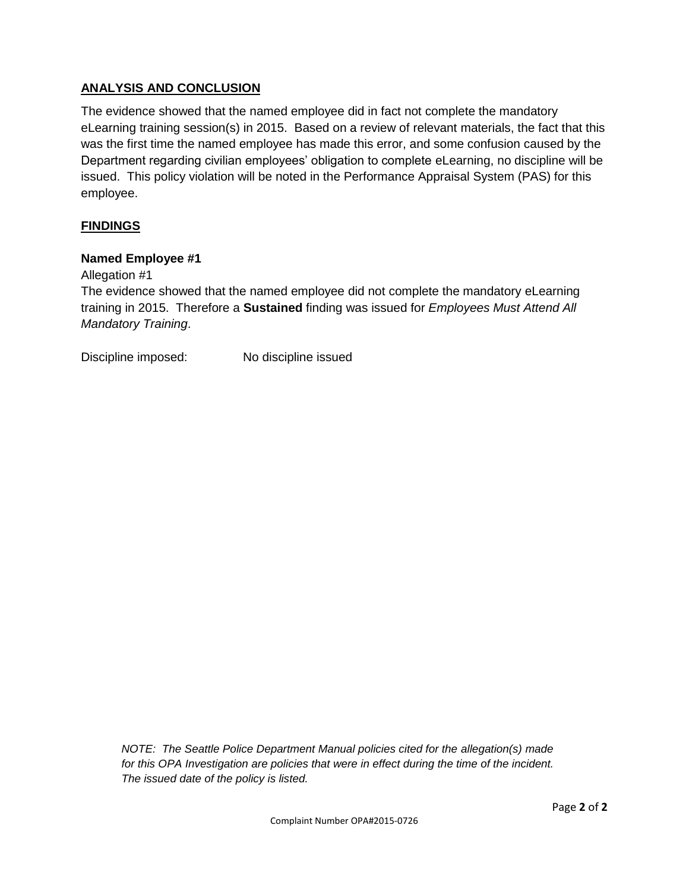## ANALYSIS AND CONCLUSION

The evidence showed that the named employee did in fact not complete the mandatory eLearning training session(s) in 2015. Based on a review of relevant materials, the fact that this was the first time the named employee has made this error, and some confusion caused by the Department regarding civilian employees' obligation to complete eLearning, no discipline will be issued. This policy violation will be noted in the Performance Appraisal System (PAS) for this employee.

## FINDINGS

**Named Employee #1**

Allegation #1

The evidence showed that the named employee did not complete the mandatory eLearning training in 2015. Therefore a **Sustained** finding was issued for *Employees Must Attend All Mandatory Training*.

Discipline imposed: No discipline issued

*NOTE: The Seattle Police Department Manual policies cited for the allegation(s) made for this OPA Investigation are policies that were in effect during the time of the incident. The issued date of the policy is listed.*

Complaint Number OPA#2015-0726